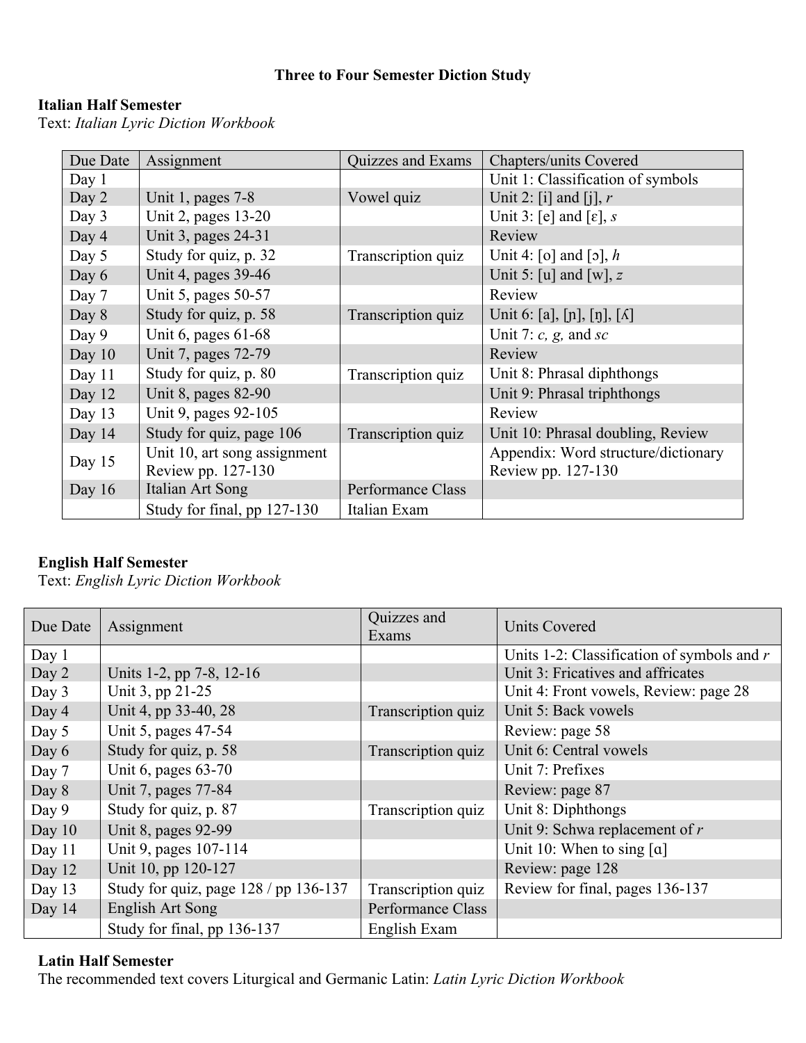# Three to Four Semester Diction Study

**Italian Half Semester**
Text: *Italian Lyric Diction Workbook*

| Due Date | Assignment | Quizzes and Exams | Chapters/units Covered |
|---|---|---|---|
| Day 1 | | | Unit 1: Classification of symbols |
| Day 2 | Unit 1, pages 7-8 | Vowel quiz | Unit 2: [i] and [j], *r* |
| Day 3 | Unit 2, pages 13-20 | | Unit 3: [e] and [ɛ], *s* |
| Day 4 | Unit 3, pages 24-31 | | Review |
| Day 5 | Study for quiz, p. 32 | Transcription quiz | Unit 4: [o] and [ɔ], *h* |
| Day 6 | Unit 4, pages 39-46 | | Unit 5: [u] and [w], *z* |
| Day 7 | Unit 5, pages 50-57 | | Review |
| Day 8 | Study for quiz, p. 58 | Transcription quiz | Unit 6: [a], [ɲ], [ŋ], [ʎ] |
| Day 9 | Unit 6, pages 61-68 | | Unit 7: *c, g,* and *sc* |
| Day 10 | Unit 7, pages 72-79 | | Review |
| Day 11 | Study for quiz, p. 80 | Transcription quiz | Unit 8: Phrasal diphthongs |
| Day 12 | Unit 8, pages 82-90 | | Unit 9: Phrasal triphthongs |
| Day 13 | Unit 9, pages 92-105 | | Review |
| Day 14 | Study for quiz, page 106 | Transcription quiz | Unit 10: Phrasal doubling, Review |
| Day 15 | Unit 10, art song assignment Review pp. 127-130 | | Appendix: Word structure/dictionary Review pp. 127-130 |
| Day 16 | Italian Art Song | Performance Class | |
| | Study for final, pp 127-130 | Italian Exam | |

**English Half Semester**
Text: *English Lyric Diction Workbook*

| Due Date | Assignment | Quizzes and Exams | Units Covered |
|---|---|---|---|
| Day 1 | | | Units 1-2: Classification of symbols and *r* |
| Day 2 | Units 1-2, pp 7-8, 12-16 | | Unit 3: Fricatives and affricates |
| Day 3 | Unit 3, pp 21-25 | | Unit 4: Front vowels, Review: page 28 |
| Day 4 | Unit 4, pp 33-40, 28 | Transcription quiz | Unit 5: Back vowels |
| Day 5 | Unit 5, pages 47-54 | | Review: page 58 |
| Day 6 | Study for quiz, p. 58 | Transcription quiz | Unit 6: Central vowels |
| Day 7 | Unit 6, pages 63-70 | | Unit 7: Prefixes |
| Day 8 | Unit 7, pages 77-84 | | Review: page 87 |
| Day 9 | Study for quiz, p. 87 | Transcription quiz | Unit 8: Diphthongs |
| Day 10 | Unit 8, pages 92-99 | | Unit 9: Schwa replacement of *r* |
| Day 11 | Unit 9, pages 107-114 | | Unit 10: When to sing [ɑ] |
| Day 12 | Unit 10, pp 120-127 | | Review: page 128 |
| Day 13 | Study for quiz, page 128 / pp 136-137 | Transcription quiz | Review for final, pages 136-137 |
| Day 14 | English Art Song | Performance Class | |
| | Study for final, pp 136-137 | English Exam | |

**Latin Half Semester**
The recommended text covers Liturgical and Germanic Latin: *Latin Lyric Diction Workbook*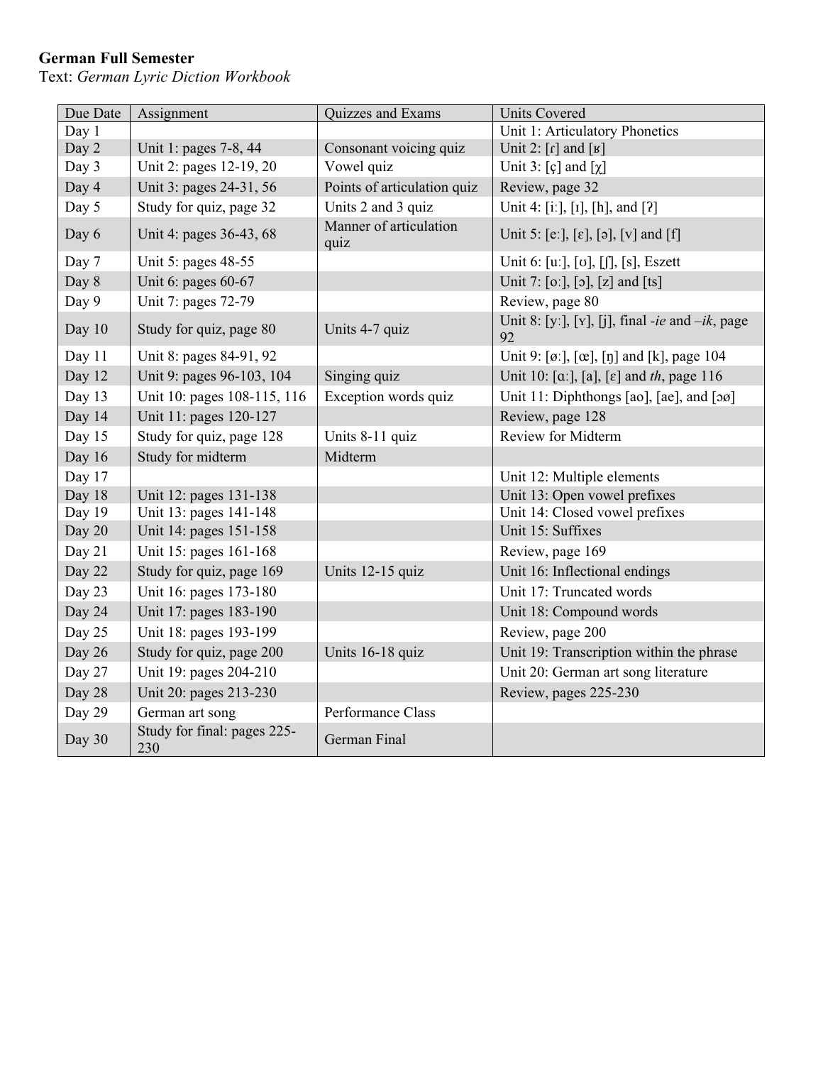**German Full Semester**

Text: *German Lyric Diction Workbook*

| Due Date | Assignment | Quizzes and Exams | Units Covered |
|---|---|---|---|
| Day 1 | | | Unit 1: Articulatory Phonetics |
| Day 2 | Unit 1: pages 7-8, 44 | Consonant voicing quiz | Unit 2: [ɾ] and [ʁ] |
| Day 3 | Unit 2: pages 12-19, 20 | Vowel quiz | Unit 3: [ç] and [χ] |
| Day 4 | Unit 3: pages 24-31, 56 | Points of articulation quiz | Review, page 32 |
| Day 5 | Study for quiz, page 32 | Units 2 and 3 quiz | Unit 4: [iː], [ɪ], [h], and [ʔ] |
| Day 6 | Unit 4: pages 36-43, 68 | Manner of articulation quiz | Unit 5: [eː], [ɛ], [ə], [v] and [f] |
| Day 7 | Unit 5: pages 48-55 | | Unit 6: [uː], [ʊ], [ʃ], [s], Eszett |
| Day 8 | Unit 6: pages 60-67 | | Unit 7: [oː], [ɔ], [z] and [ts] |
| Day 9 | Unit 7: pages 72-79 | | Review, page 80 |
| Day 10 | Study for quiz, page 80 | Units 4-7 quiz | Unit 8: [yː], [ʏ], [j], final *-ie* and *–ik*, page 92 |
| Day 11 | Unit 8: pages 84-91, 92 | | Unit 9: [øː], [œ], [ŋ] and [k], page 104 |
| Day 12 | Unit 9: pages 96-103, 104 | Singing quiz | Unit 10: [ɑː], [a], [ɛ] and *th*, page 116 |
| Day 13 | Unit 10: pages 108-115, 116 | Exception words quiz | Unit 11: Diphthongs [ao], [ae], and [ɔø] |
| Day 14 | Unit 11: pages 120-127 | | Review, page 128 |
| Day 15 | Study for quiz, page 128 | Units 8-11 quiz | Review for Midterm |
| Day 16 | Study for midterm | Midterm | |
| Day 17 | | | Unit 12: Multiple elements |
| Day 18 | Unit 12: pages 131-138 | | Unit 13: Open vowel prefixes |
| Day 19 | Unit 13: pages 141-148 | | Unit 14: Closed vowel prefixes |
| Day 20 | Unit 14: pages 151-158 | | Unit 15: Suffixes |
| Day 21 | Unit 15: pages 161-168 | | Review, page 169 |
| Day 22 | Study for quiz, page 169 | Units 12-15 quiz | Unit 16: Inflectional endings |
| Day 23 | Unit 16: pages 173-180 | | Unit 17: Truncated words |
| Day 24 | Unit 17: pages 183-190 | | Unit 18: Compound words |
| Day 25 | Unit 18: pages 193-199 | | Review, page 200 |
| Day 26 | Study for quiz, page 200 | Units 16-18 quiz | Unit 19: Transcription within the phrase |
| Day 27 | Unit 19: pages 204-210 | | Unit 20: German art song literature |
| Day 28 | Unit 20: pages 213-230 | | Review, pages 225-230 |
| Day 29 | German art song | Performance Class | |
| Day 30 | Study for final: pages 225-230 | German Final | |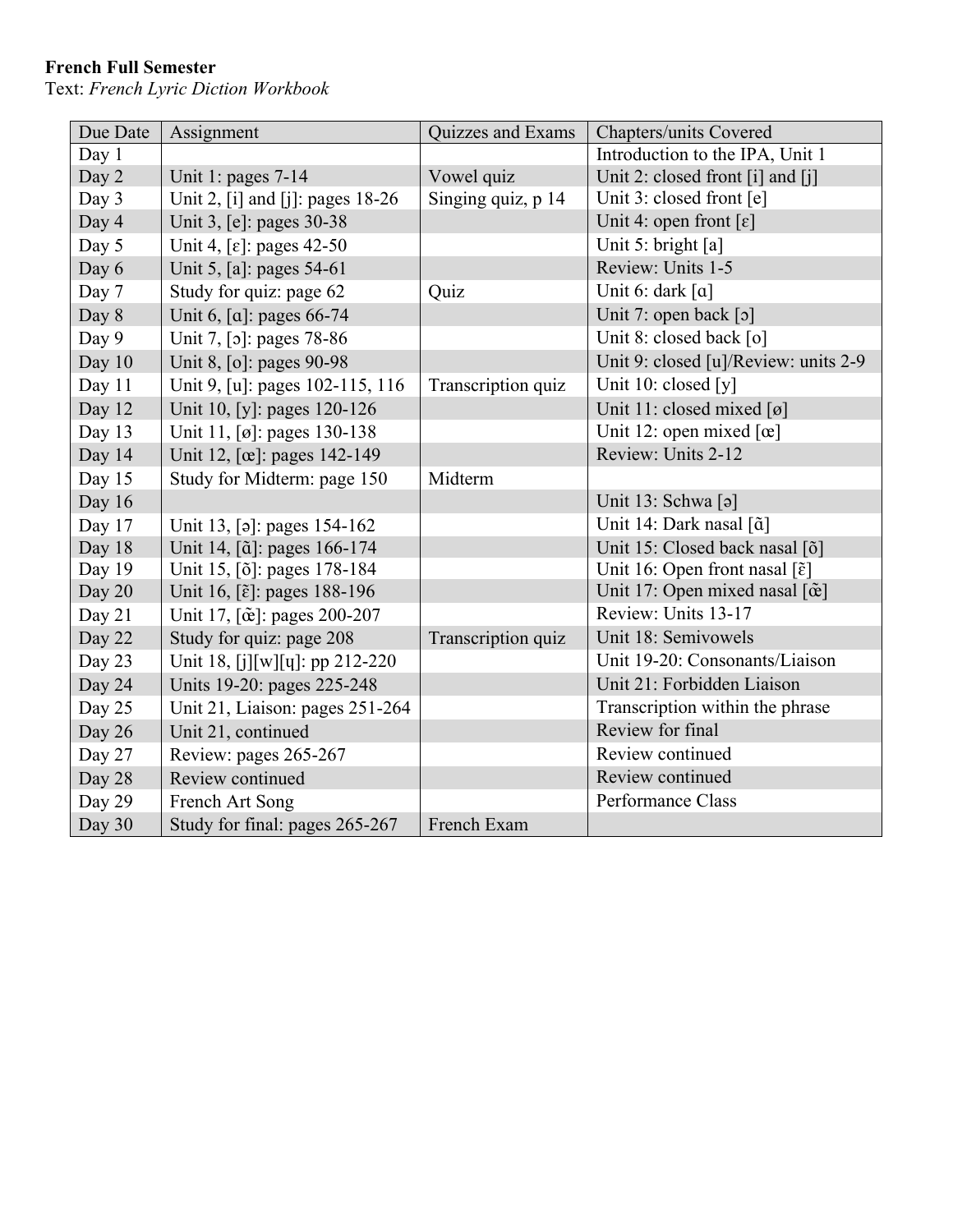**French Full Semester**
Text: *French Lyric Diction Workbook*

| Due Date | Assignment | Quizzes and Exams | Chapters/units Covered |
|---|---|---|---|
| Day 1 | | | Introduction to the IPA, Unit 1 |
| Day 2 | Unit 1: pages 7-14 | Vowel quiz | Unit 2: closed front [i] and [j] |
| Day 3 | Unit 2, [i] and [j]: pages 18-26 | Singing quiz, p 14 | Unit 3: closed front [e] |
| Day 4 | Unit 3, [e]: pages 30-38 | | Unit 4: open front [ɛ] |
| Day 5 | Unit 4, [ɛ]: pages 42-50 | | Unit 5: bright [a] |
| Day 6 | Unit 5, [a]: pages 54-61 | | Review: Units 1-5 |
| Day 7 | Study for quiz: page 62 | Quiz | Unit 6: dark [ɑ] |
| Day 8 | Unit 6, [ɑ]: pages 66-74 | | Unit 7: open back [ɔ] |
| Day 9 | Unit 7, [ɔ]: pages 78-86 | | Unit 8: closed back [o] |
| Day 10 | Unit 8, [o]: pages 90-98 | | Unit 9: closed [u]/Review: units 2-9 |
| Day 11 | Unit 9, [u]: pages 102-115, 116 | Transcription quiz | Unit 10: closed [y] |
| Day 12 | Unit 10, [y]: pages 120-126 | | Unit 11: closed mixed [ø] |
| Day 13 | Unit 11, [ø]: pages 130-138 | | Unit 12: open mixed [œ] |
| Day 14 | Unit 12, [œ]: pages 142-149 | | Review: Units 2-12 |
| Day 15 | Study for Midterm: page 150 | Midterm | |
| Day 16 | | | Unit 13: Schwa [ə] |
| Day 17 | Unit 13, [ə]: pages 154-162 | | Unit 14: Dark nasal [ɑ̃] |
| Day 18 | Unit 14, [ɑ̃]: pages 166-174 | | Unit 15: Closed back nasal [õ] |
| Day 19 | Unit 15, [õ]: pages 178-184 | | Unit 16: Open front nasal [ɛ̃] |
| Day 20 | Unit 16, [ɛ̃]: pages 188-196 | | Unit 17: Open mixed nasal [œ̃] |
| Day 21 | Unit 17, [œ̃]: pages 200-207 | | Review: Units 13-17 |
| Day 22 | Study for quiz: page 208 | Transcription quiz | Unit 18: Semivowels |
| Day 23 | Unit 18, [j][w][ɥ]: pp 212-220 | | Unit 19-20: Consonants/Liaison |
| Day 24 | Units 19-20: pages 225-248 | | Unit 21: Forbidden Liaison |
| Day 25 | Unit 21, Liaison: pages 251-264 | | Transcription within the phrase |
| Day 26 | Unit 21, continued | | Review for final |
| Day 27 | Review: pages 265-267 | | Review continued |
| Day 28 | Review continued | | Review continued |
| Day 29 | French Art Song | | Performance Class |
| Day 30 | Study for final: pages 265-267 | French Exam | |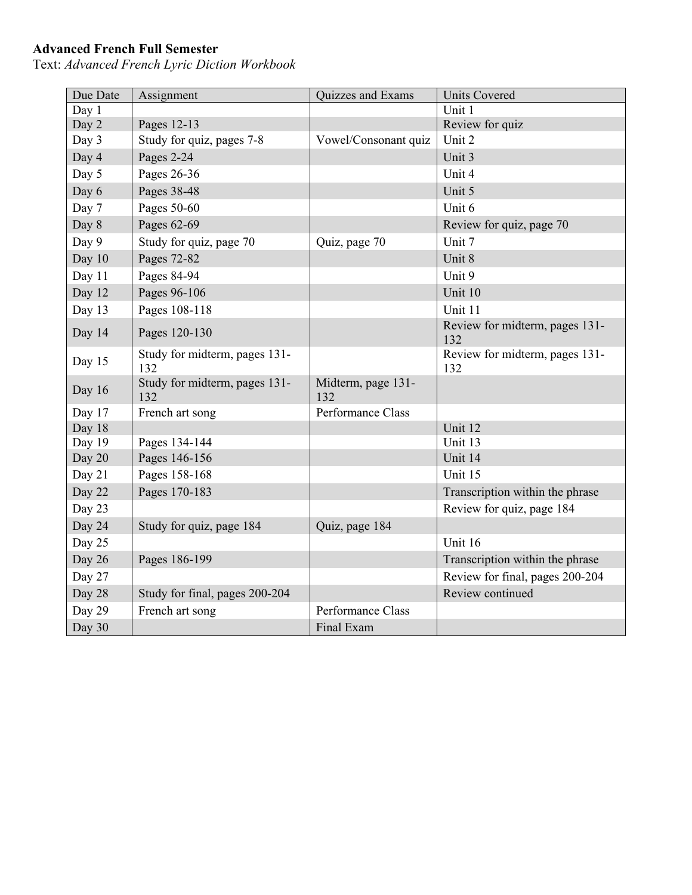**Advanced French Full Semester**
Text: *Advanced French Lyric Diction Workbook*

| Due Date | Assignment | Quizzes and Exams | Units Covered |
|---|---|---|---|
| Day 1 | | | Unit 1 |
| Day 2 | Pages 12-13 | | Review for quiz |
| Day 3 | Study for quiz, pages 7-8 | Vowel/Consonant quiz | Unit 2 |
| Day 4 | Pages 2-24 | | Unit 3 |
| Day 5 | Pages 26-36 | | Unit 4 |
| Day 6 | Pages 38-48 | | Unit 5 |
| Day 7 | Pages 50-60 | | Unit 6 |
| Day 8 | Pages 62-69 | | Review for quiz, page 70 |
| Day 9 | Study for quiz, page 70 | Quiz, page 70 | Unit 7 |
| Day 10 | Pages 72-82 | | Unit 8 |
| Day 11 | Pages 84-94 | | Unit 9 |
| Day 12 | Pages 96-106 | | Unit 10 |
| Day 13 | Pages 108-118 | | Unit 11 |
| Day 14 | Pages 120-130 | | Review for midterm, pages 131-132 |
| Day 15 | Study for midterm, pages 131-132 | | Review for midterm, pages 131-132 |
| Day 16 | Study for midterm, pages 131-132 | Midterm, page 131-132 | |
| Day 17 | French art song | Performance Class | |
| Day 18 | | | Unit 12 |
| Day 19 | Pages 134-144 | | Unit 13 |
| Day 20 | Pages 146-156 | | Unit 14 |
| Day 21 | Pages 158-168 | | Unit 15 |
| Day 22 | Pages 170-183 | | Transcription within the phrase |
| Day 23 | | | Review for quiz, page 184 |
| Day 24 | Study for quiz, page 184 | Quiz, page 184 | |
| Day 25 | | | Unit 16 |
| Day 26 | Pages 186-199 | | Transcription within the phrase |
| Day 27 | | | Review for final, pages 200-204 |
| Day 28 | Study for final, pages 200-204 | | Review continued |
| Day 29 | French art song | Performance Class | |
| Day 30 | | Final Exam | |